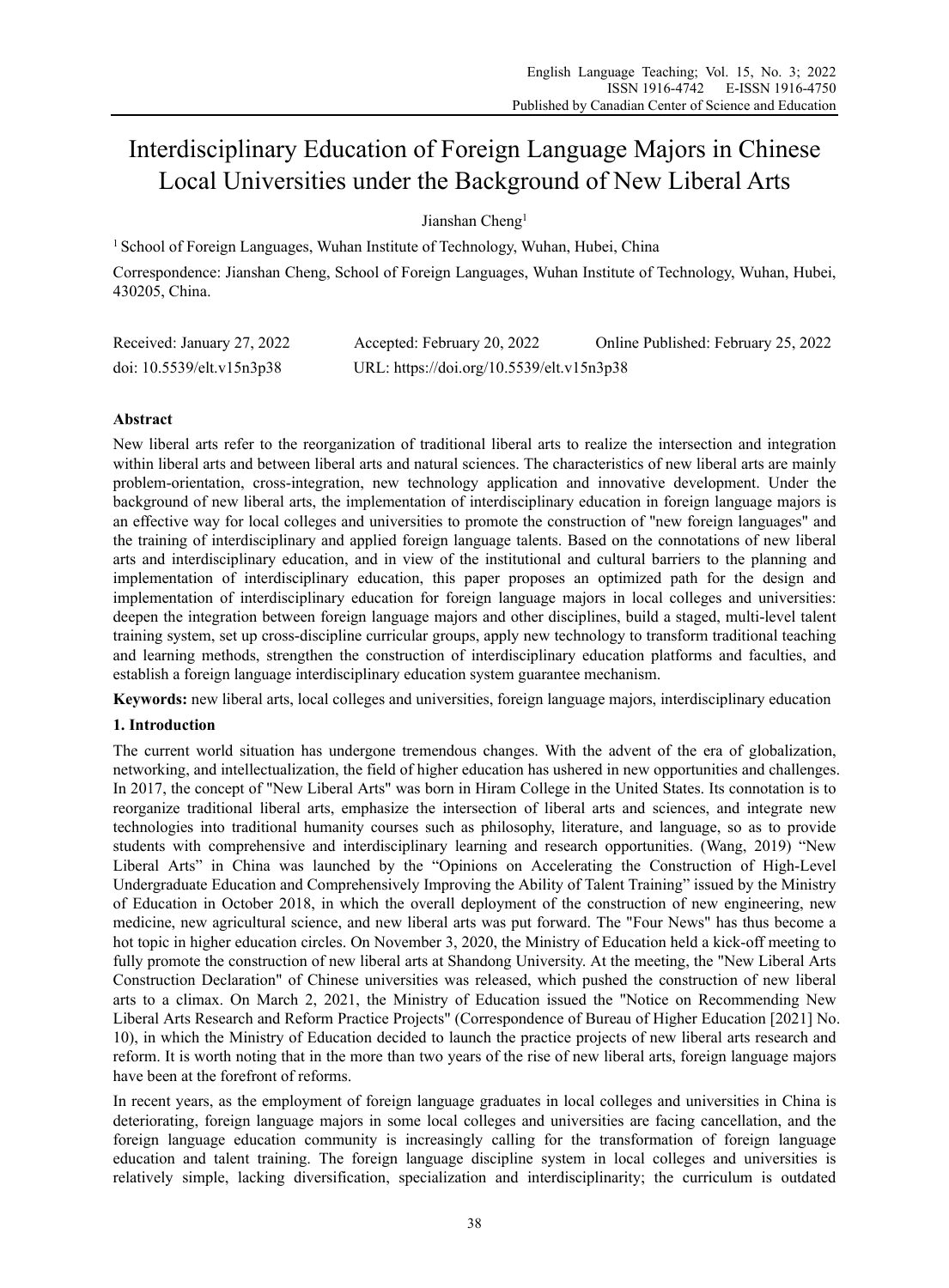# Interdisciplinary Education of Foreign Language Majors in Chinese Local Universities under the Background of New Liberal Arts

Jianshan Cheng[1]

[1] School of Foreign Languages, Wuhan Institute of Technology, Wuhan, Hubei, China

Correspondence: Jianshan Cheng, School of Foreign Languages, Wuhan Institute of Technology, Wuhan, Hubei, 430205, China.

Received: January 27, 2022 Accepted: February 20, 2022 Online Published: February 25, 2022

doi: 10.5539/elt.v15n3p38 URL: https://doi.org/10.5539/elt.v15n3p38

## Abstract

New liberal arts refer to the reorganization of traditional liberal arts to realize the intersection and integration within liberal arts and between liberal arts and natural sciences. The characteristics of new liberal arts are mainly problem-orientation, cross-integration, new technology application and innovative development. Under the background of new liberal arts, the implementation of interdisciplinary education in foreign language majors is an effective way for local colleges and universities to promote the construction of "new foreign languages" and the training of interdisciplinary and applied foreign language talents. Based on the connotations of new liberal arts and interdisciplinary education, and in view of the institutional and cultural barriers to the planning and implementation of interdisciplinary education, this paper proposes an optimized path for the design and implementation of interdisciplinary education for foreign language majors in local colleges and universities: deepen the integration between foreign language majors and other disciplines, build a staged, multi-level talent training system, set up cross-discipline curricular groups, apply new technology to transform traditional teaching and learning methods, strengthen the construction of interdisciplinary education platforms and faculties, and establish a foreign language interdisciplinary education system guarantee mechanism.

**Keywords:** new liberal arts, local colleges and universities, foreign language majors, interdisciplinary education

## 1. Introduction

The current world situation has undergone tremendous changes. With the advent of the era of globalization, networking, and intellectualization, the field of higher education has ushered in new opportunities and challenges. In 2017, the concept of "New Liberal Arts" was born in Hiram College in the United States. Its connotation is to reorganize traditional liberal arts, emphasize the intersection of liberal arts and sciences, and integrate new technologies into traditional humanity courses such as philosophy, literature, and language, so as to provide students with comprehensive and interdisciplinary learning and research opportunities. (Wang, 2019) "New Liberal Arts" in China was launched by the "Opinions on Accelerating the Construction of High-Level Undergraduate Education and Comprehensively Improving the Ability of Talent Training" issued by the Ministry of Education in October 2018, in which the overall deployment of the construction of new engineering, new medicine, new agricultural science, and new liberal arts was put forward. The "Four News" has thus become a hot topic in higher education circles. On November 3, 2020, the Ministry of Education held a kick-off meeting to fully promote the construction of new liberal arts at Shandong University. At the meeting, the "New Liberal Arts Construction Declaration" of Chinese universities was released, which pushed the construction of new liberal arts to a climax. On March 2, 2021, the Ministry of Education issued the "Notice on Recommending New Liberal Arts Research and Reform Practice Projects" (Correspondence of Bureau of Higher Education [2021] No. 10), in which the Ministry of Education decided to launch the practice projects of new liberal arts research and reform. It is worth noting that in the more than two years of the rise of new liberal arts, foreign language majors have been at the forefront of reforms.

In recent years, as the employment of foreign language graduates in local colleges and universities in China is deteriorating, foreign language majors in some local colleges and universities are facing cancellation, and the foreign language education community is increasingly calling for the transformation of foreign language education and talent training. The foreign language discipline system in local colleges and universities is relatively simple, lacking diversification, specialization and interdisciplinarity; the curriculum is outdated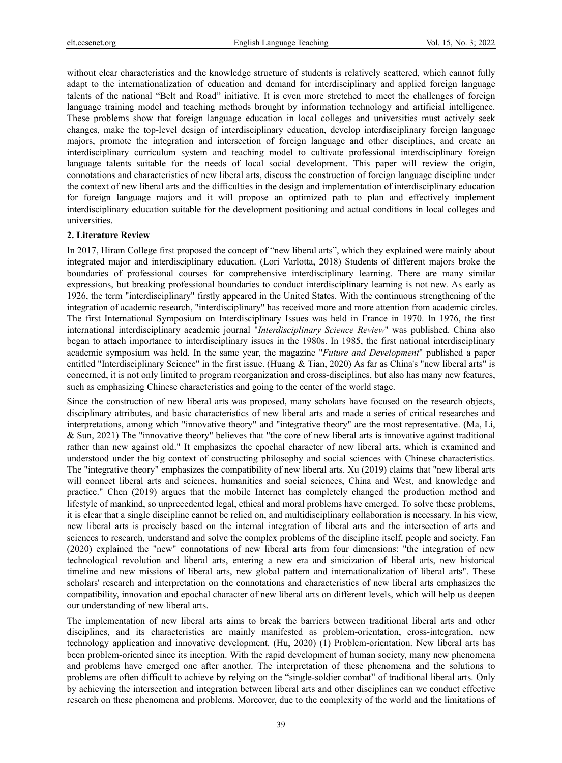without clear characteristics and the knowledge structure of students is relatively scattered, which cannot fully adapt to the internationalization of education and demand for interdisciplinary and applied foreign language talents of the national "Belt and Road" initiative. It is even more stretched to meet the challenges of foreign language training model and teaching methods brought by information technology and artificial intelligence. These problems show that foreign language education in local colleges and universities must actively seek changes, make the top-level design of interdisciplinary education, develop interdisciplinary foreign language majors, promote the integration and intersection of foreign language and other disciplines, and create an interdisciplinary curriculum system and teaching model to cultivate professional interdisciplinary foreign language talents suitable for the needs of local social development. This paper will review the origin, connotations and characteristics of new liberal arts, discuss the construction of foreign language discipline under the context of new liberal arts and the difficulties in the design and implementation of interdisciplinary education for foreign language majors and it will propose an optimized path to plan and effectively implement interdisciplinary education suitable for the development positioning and actual conditions in local colleges and universities.

## 2. Literature Review

In 2017, Hiram College first proposed the concept of "new liberal arts", which they explained were mainly about integrated major and interdisciplinary education. (Lori Varlotta, 2018) Students of different majors broke the boundaries of professional courses for comprehensive interdisciplinary learning. There are many similar expressions, but breaking professional boundaries to conduct interdisciplinary learning is not new. As early as 1926, the term "interdisciplinary" firstly appeared in the United States. With the continuous strengthening of the integration of academic research, "interdisciplinary" has received more and more attention from academic circles. The first International Symposium on Interdisciplinary Issues was held in France in 1970. In 1976, the first international interdisciplinary academic journal "*Interdisciplinary Science Review*" was published. China also began to attach importance to interdisciplinary issues in the 1980s. In 1985, the first national interdisciplinary academic symposium was held. In the same year, the magazine "*Future and Development*" published a paper entitled "Interdisciplinary Science" in the first issue. (Huang & Tian, 2020) As far as China's "new liberal arts" is concerned, it is not only limited to program reorganization and cross-disciplines, but also has many new features, such as emphasizing Chinese characteristics and going to the center of the world stage.

Since the construction of new liberal arts was proposed, many scholars have focused on the research objects, disciplinary attributes, and basic characteristics of new liberal arts and made a series of critical researches and interpretations, among which "innovative theory" and "integrative theory" are the most representative. (Ma, Li, & Sun, 2021) The "innovative theory" believes that "the core of new liberal arts is innovative against traditional rather than new against old." It emphasizes the epochal character of new liberal arts, which is examined and understood under the big context of constructing philosophy and social sciences with Chinese characteristics. The "integrative theory" emphasizes the compatibility of new liberal arts. Xu (2019) claims that "new liberal arts will connect liberal arts and sciences, humanities and social sciences, China and West, and knowledge and practice." Chen (2019) argues that the mobile Internet has completely changed the production method and lifestyle of mankind, so unprecedented legal, ethical and moral problems have emerged. To solve these problems, it is clear that a single discipline cannot be relied on, and multidisciplinary collaboration is necessary. In his view, new liberal arts is precisely based on the internal integration of liberal arts and the intersection of arts and sciences to research, understand and solve the complex problems of the discipline itself, people and society. Fan (2020) explained the "new" connotations of new liberal arts from four dimensions: "the integration of new technological revolution and liberal arts, entering a new era and sinicization of liberal arts, new historical timeline and new missions of liberal arts, new global pattern and internationalization of liberal arts". These scholars' research and interpretation on the connotations and characteristics of new liberal arts emphasizes the compatibility, innovation and epochal character of new liberal arts on different levels, which will help us deepen our understanding of new liberal arts.

The implementation of new liberal arts aims to break the barriers between traditional liberal arts and other disciplines, and its characteristics are mainly manifested as problem-orientation, cross-integration, new technology application and innovative development. (Hu, 2020) (1) Problem-orientation. New liberal arts has been problem-oriented since its inception. With the rapid development of human society, many new phenomena and problems have emerged one after another. The interpretation of these phenomena and the solutions to problems are often difficult to achieve by relying on the "single-soldier combat" of traditional liberal arts. Only by achieving the intersection and integration between liberal arts and other disciplines can we conduct effective research on these phenomena and problems. Moreover, due to the complexity of the world and the limitations of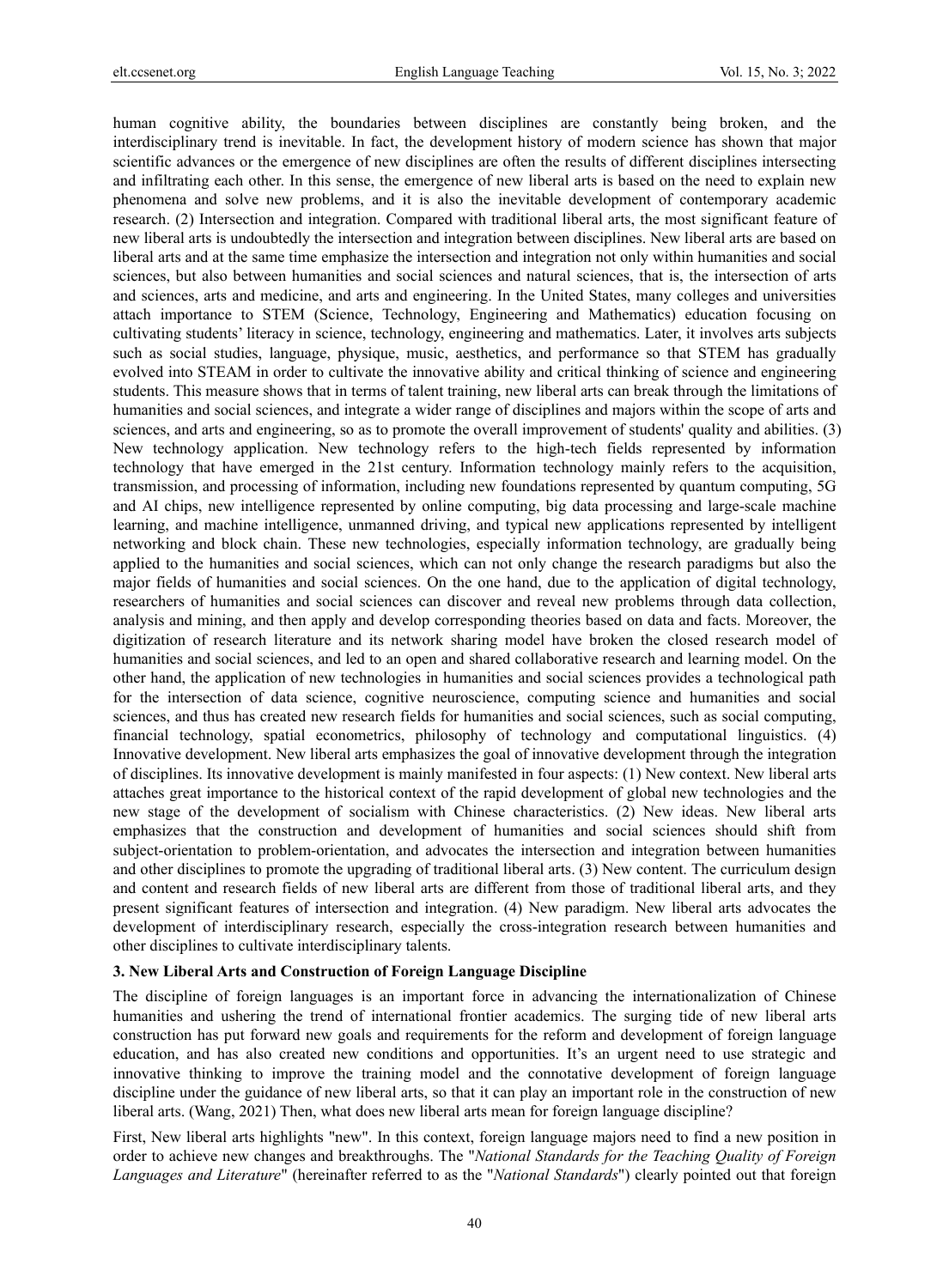human cognitive ability, the boundaries between disciplines are constantly being broken, and the interdisciplinary trend is inevitable. In fact, the development history of modern science has shown that major scientific advances or the emergence of new disciplines are often the results of different disciplines intersecting and infiltrating each other. In this sense, the emergence of new liberal arts is based on the need to explain new phenomena and solve new problems, and it is also the inevitable development of contemporary academic research. (2) Intersection and integration. Compared with traditional liberal arts, the most significant feature of new liberal arts is undoubtedly the intersection and integration between disciplines. New liberal arts are based on liberal arts and at the same time emphasize the intersection and integration not only within humanities and social sciences, but also between humanities and social sciences and natural sciences, that is, the intersection of arts and sciences, arts and medicine, and arts and engineering. In the United States, many colleges and universities attach importance to STEM (Science, Technology, Engineering and Mathematics) education focusing on cultivating students' literacy in science, technology, engineering and mathematics. Later, it involves arts subjects such as social studies, language, physique, music, aesthetics, and performance so that STEM has gradually evolved into STEAM in order to cultivate the innovative ability and critical thinking of science and engineering students. This measure shows that in terms of talent training, new liberal arts can break through the limitations of humanities and social sciences, and integrate a wider range of disciplines and majors within the scope of arts and sciences, and arts and engineering, so as to promote the overall improvement of students' quality and abilities. (3) New technology application. New technology refers to the high-tech fields represented by information technology that have emerged in the 21st century. Information technology mainly refers to the acquisition, transmission, and processing of information, including new foundations represented by quantum computing, 5G and AI chips, new intelligence represented by online computing, big data processing and large-scale machine learning, and machine intelligence, unmanned driving, and typical new applications represented by intelligent networking and block chain. These new technologies, especially information technology, are gradually being applied to the humanities and social sciences, which can not only change the research paradigms but also the major fields of humanities and social sciences. On the one hand, due to the application of digital technology, researchers of humanities and social sciences can discover and reveal new problems through data collection, analysis and mining, and then apply and develop corresponding theories based on data and facts. Moreover, the digitization of research literature and its network sharing model have broken the closed research model of humanities and social sciences, and led to an open and shared collaborative research and learning model. On the other hand, the application of new technologies in humanities and social sciences provides a technological path for the intersection of data science, cognitive neuroscience, computing science and humanities and social sciences, and thus has created new research fields for humanities and social sciences, such as social computing, financial technology, spatial econometrics, philosophy of technology and computational linguistics. (4) Innovative development. New liberal arts emphasizes the goal of innovative development through the integration of disciplines. Its innovative development is mainly manifested in four aspects: (1) New context. New liberal arts attaches great importance to the historical context of the rapid development of global new technologies and the new stage of the development of socialism with Chinese characteristics. (2) New ideas. New liberal arts emphasizes that the construction and development of humanities and social sciences should shift from subject-orientation to problem-orientation, and advocates the intersection and integration between humanities and other disciplines to promote the upgrading of traditional liberal arts. (3) New content. The curriculum design and content and research fields of new liberal arts are different from those of traditional liberal arts, and they present significant features of intersection and integration. (4) New paradigm. New liberal arts advocates the development of interdisciplinary research, especially the cross-integration research between humanities and other disciplines to cultivate interdisciplinary talents.

## 3. New Liberal Arts and Construction of Foreign Language Discipline

The discipline of foreign languages is an important force in advancing the internationalization of Chinese humanities and ushering the trend of international frontier academics. The surging tide of new liberal arts construction has put forward new goals and requirements for the reform and development of foreign language education, and has also created new conditions and opportunities. It's an urgent need to use strategic and innovative thinking to improve the training model and the connotative development of foreign language discipline under the guidance of new liberal arts, so that it can play an important role in the construction of new liberal arts. (Wang, 2021) Then, what does new liberal arts mean for foreign language discipline?

First, New liberal arts highlights "new". In this context, foreign language majors need to find a new position in order to achieve new changes and breakthroughs. The "*National Standards for the Teaching Quality of Foreign Languages and Literature*" (hereinafter referred to as the "*National Standards*") clearly pointed out that foreign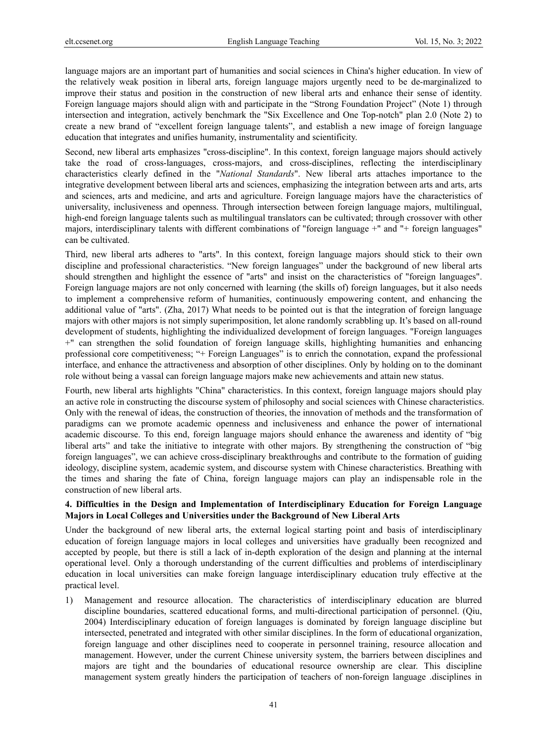language majors are an important part of humanities and social sciences in China's higher education. In view of the relatively weak position in liberal arts, foreign language majors urgently need to be de-marginalized to improve their status and position in the construction of new liberal arts and enhance their sense of identity. Foreign language majors should align with and participate in the "Strong Foundation Project" (Note 1) through intersection and integration, actively benchmark the "Six Excellence and One Top-notch" plan 2.0 (Note 2) to create a new brand of "excellent foreign language talents", and establish a new image of foreign language education that integrates and unifies humanity, instrumentality and scientificity.

Second, new liberal arts emphasizes "cross-discipline". In this context, foreign language majors should actively take the road of cross-languages, cross-majors, and cross-disciplines, reflecting the interdisciplinary characteristics clearly defined in the "*National Standards*". New liberal arts attaches importance to the integrative development between liberal arts and sciences, emphasizing the integration between arts and arts, arts and sciences, arts and medicine, and arts and agriculture. Foreign language majors have the characteristics of universality, inclusiveness and openness. Through intersection between foreign language majors, multilingual, high-end foreign language talents such as multilingual translators can be cultivated; through crossover with other majors, interdisciplinary talents with different combinations of "foreign language +" and "+ foreign languages" can be cultivated.

Third, new liberal arts adheres to "arts". In this context, foreign language majors should stick to their own discipline and professional characteristics. "New foreign languages" under the background of new liberal arts should strengthen and highlight the essence of "arts" and insist on the characteristics of "foreign languages". Foreign language majors are not only concerned with learning (the skills of) foreign languages, but it also needs to implement a comprehensive reform of humanities, continuously empowering content, and enhancing the additional value of "arts". (Zha, 2017) What needs to be pointed out is that the integration of foreign language majors with other majors is not simply superimposition, let alone randomly scrabbling up. It's based on all-round development of students, highlighting the individualized development of foreign languages. "Foreign languages +" can strengthen the solid foundation of foreign language skills, highlighting humanities and enhancing professional core competitiveness; "+ Foreign Languages" is to enrich the connotation, expand the professional interface, and enhance the attractiveness and absorption of other disciplines. Only by holding on to the dominant role without being a vassal can foreign language majors make new achievements and attain new status.

Fourth, new liberal arts highlights "China" characteristics. In this context, foreign language majors should play an active role in constructing the discourse system of philosophy and social sciences with Chinese characteristics. Only with the renewal of ideas, the construction of theories, the innovation of methods and the transformation of paradigms can we promote academic openness and inclusiveness and enhance the power of international academic discourse. To this end, foreign language majors should enhance the awareness and identity of "big liberal arts" and take the initiative to integrate with other majors. By strengthening the construction of "big foreign languages", we can achieve cross-disciplinary breakthroughs and contribute to the formation of guiding ideology, discipline system, academic system, and discourse system with Chinese characteristics. Breathing with the times and sharing the fate of China, foreign language majors can play an indispensable role in the construction of new liberal arts.

## 4. Difficulties in the Design and Implementation of Interdisciplinary Education for Foreign Language Majors in Local Colleges and Universities under the Background of New Liberal Arts

Under the background of new liberal arts, the external logical starting point and basis of interdisciplinary education of foreign language majors in local colleges and universities have gradually been recognized and accepted by people, but there is still a lack of in-depth exploration of the design and planning at the internal operational level. Only a thorough understanding of the current difficulties and problems of interdisciplinary education in local universities can make foreign language interdisciplinary education truly effective at the practical level.

1) Management and resource allocation. The characteristics of interdisciplinary education are blurred discipline boundaries, scattered educational forms, and multi-directional participation of personnel. (Qiu, 2004) Interdisciplinary education of foreign languages is dominated by foreign language discipline but intersected, penetrated and integrated with other similar disciplines. In the form of educational organization, foreign language and other disciplines need to cooperate in personnel training, resource allocation and management. However, under the current Chinese university system, the barriers between disciplines and majors are tight and the boundaries of educational resource ownership are clear. This discipline management system greatly hinders the participation of teachers of non-foreign language .disciplines in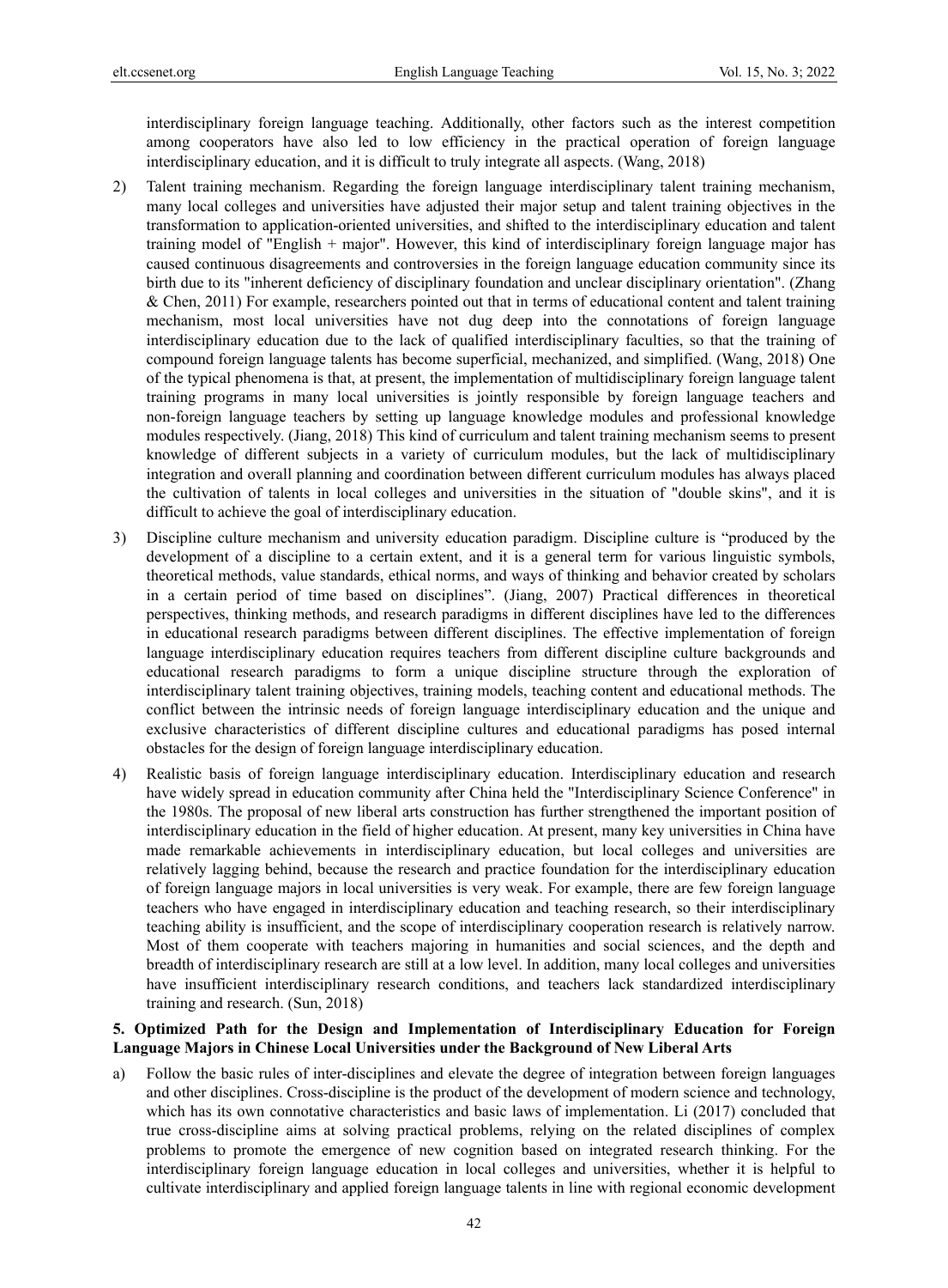interdisciplinary foreign language teaching. Additionally, other factors such as the interest competition among cooperators have also led to low efficiency in the practical operation of foreign language interdisciplinary education, and it is difficult to truly integrate all aspects. (Wang, 2018)

2) Talent training mechanism. Regarding the foreign language interdisciplinary talent training mechanism, many local colleges and universities have adjusted their major setup and talent training objectives in the transformation to application-oriented universities, and shifted to the interdisciplinary education and talent training model of "English + major". However, this kind of interdisciplinary foreign language major has caused continuous disagreements and controversies in the foreign language education community since its birth due to its "inherent deficiency of disciplinary foundation and unclear disciplinary orientation". (Zhang & Chen, 2011) For example, researchers pointed out that in terms of educational content and talent training mechanism, most local universities have not dug deep into the connotations of foreign language interdisciplinary education due to the lack of qualified interdisciplinary faculties, so that the training of compound foreign language talents has become superficial, mechanized, and simplified. (Wang, 2018) One of the typical phenomena is that, at present, the implementation of multidisciplinary foreign language talent training programs in many local universities is jointly responsible by foreign language teachers and non-foreign language teachers by setting up language knowledge modules and professional knowledge modules respectively. (Jiang, 2018) This kind of curriculum and talent training mechanism seems to present knowledge of different subjects in a variety of curriculum modules, but the lack of multidisciplinary integration and overall planning and coordination between different curriculum modules has always placed the cultivation of talents in local colleges and universities in the situation of "double skins", and it is difficult to achieve the goal of interdisciplinary education.

3) Discipline culture mechanism and university education paradigm. Discipline culture is "produced by the development of a discipline to a certain extent, and it is a general term for various linguistic symbols, theoretical methods, value standards, ethical norms, and ways of thinking and behavior created by scholars in a certain period of time based on disciplines". (Jiang, 2007) Practical differences in theoretical perspectives, thinking methods, and research paradigms in different disciplines have led to the differences in educational research paradigms between different disciplines. The effective implementation of foreign language interdisciplinary education requires teachers from different discipline culture backgrounds and educational research paradigms to form a unique discipline structure through the exploration of interdisciplinary talent training objectives, training models, teaching content and educational methods. The conflict between the intrinsic needs of foreign language interdisciplinary education and the unique and exclusive characteristics of different discipline cultures and educational paradigms has posed internal obstacles for the design of foreign language interdisciplinary education.

4) Realistic basis of foreign language interdisciplinary education. Interdisciplinary education and research have widely spread in education community after China held the "Interdisciplinary Science Conference" in the 1980s. The proposal of new liberal arts construction has further strengthened the important position of interdisciplinary education in the field of higher education. At present, many key universities in China have made remarkable achievements in interdisciplinary education, but local colleges and universities are relatively lagging behind, because the research and practice foundation for the interdisciplinary education of foreign language majors in local universities is very weak. For example, there are few foreign language teachers who have engaged in interdisciplinary education and teaching research, so their interdisciplinary teaching ability is insufficient, and the scope of interdisciplinary cooperation research is relatively narrow. Most of them cooperate with teachers majoring in humanities and social sciences, and the depth and breadth of interdisciplinary research are still at a low level. In addition, many local colleges and universities have insufficient interdisciplinary research conditions, and teachers lack standardized interdisciplinary training and research. (Sun, 2018)

## 5. Optimized Path for the Design and Implementation of Interdisciplinary Education for Foreign Language Majors in Chinese Local Universities under the Background of New Liberal Arts

a) Follow the basic rules of inter-disciplines and elevate the degree of integration between foreign languages and other disciplines. Cross-discipline is the product of the development of modern science and technology, which has its own connotative characteristics and basic laws of implementation. Li (2017) concluded that true cross-discipline aims at solving practical problems, relying on the related disciplines of complex problems to promote the emergence of new cognition based on integrated research thinking. For the interdisciplinary foreign language education in local colleges and universities, whether it is helpful to cultivate interdisciplinary and applied foreign language talents in line with regional economic development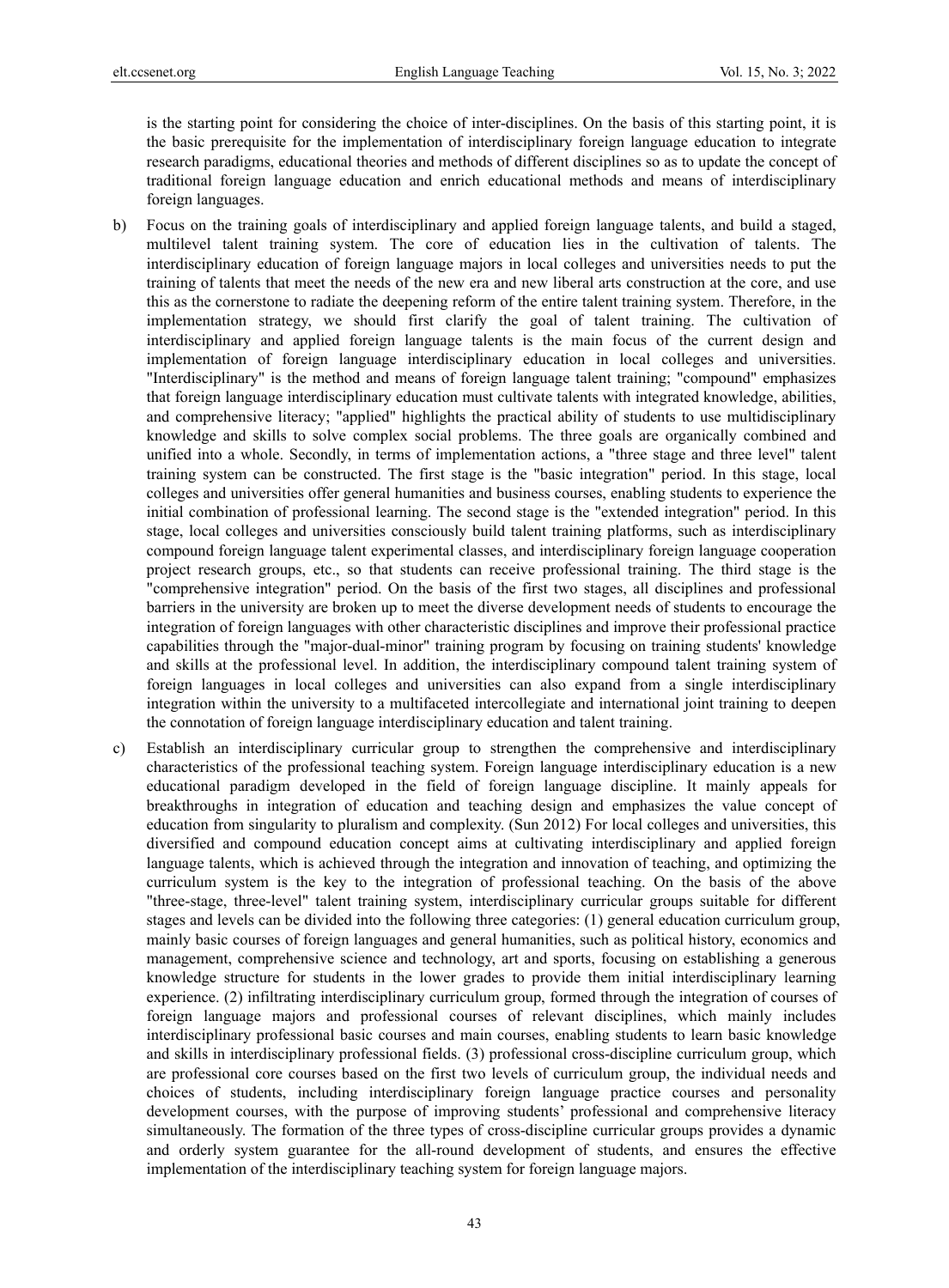is the starting point for considering the choice of inter-disciplines. On the basis of this starting point, it is the basic prerequisite for the implementation of interdisciplinary foreign language education to integrate research paradigms, educational theories and methods of different disciplines so as to update the concept of traditional foreign language education and enrich educational methods and means of interdisciplinary foreign languages.

b) Focus on the training goals of interdisciplinary and applied foreign language talents, and build a staged, multilevel talent training system. The core of education lies in the cultivation of talents. The interdisciplinary education of foreign language majors in local colleges and universities needs to put the training of talents that meet the needs of the new era and new liberal arts construction at the core, and use this as the cornerstone to radiate the deepening reform of the entire talent training system. Therefore, in the implementation strategy, we should first clarify the goal of talent training. The cultivation of interdisciplinary and applied foreign language talents is the main focus of the current design and implementation of foreign language interdisciplinary education in local colleges and universities. "Interdisciplinary" is the method and means of foreign language talent training; "compound" emphasizes that foreign language interdisciplinary education must cultivate talents with integrated knowledge, abilities, and comprehensive literacy; "applied" highlights the practical ability of students to use multidisciplinary knowledge and skills to solve complex social problems. The three goals are organically combined and unified into a whole. Secondly, in terms of implementation actions, a "three stage and three level" talent training system can be constructed. The first stage is the "basic integration" period. In this stage, local colleges and universities offer general humanities and business courses, enabling students to experience the initial combination of professional learning. The second stage is the "extended integration" period. In this stage, local colleges and universities consciously build talent training platforms, such as interdisciplinary compound foreign language talent experimental classes, and interdisciplinary foreign language cooperation project research groups, etc., so that students can receive professional training. The third stage is the "comprehensive integration" period. On the basis of the first two stages, all disciplines and professional barriers in the university are broken up to meet the diverse development needs of students to encourage the integration of foreign languages with other characteristic disciplines and improve their professional practice capabilities through the "major-dual-minor" training program by focusing on training students' knowledge and skills at the professional level. In addition, the interdisciplinary compound talent training system of foreign languages in local colleges and universities can also expand from a single interdisciplinary integration within the university to a multifaceted intercollegiate and international joint training to deepen the connotation of foreign language interdisciplinary education and talent training.

c) Establish an interdisciplinary curricular group to strengthen the comprehensive and interdisciplinary characteristics of the professional teaching system. Foreign language interdisciplinary education is a new educational paradigm developed in the field of foreign language discipline. It mainly appeals for breakthroughs in integration of education and teaching design and emphasizes the value concept of education from singularity to pluralism and complexity. (Sun 2012) For local colleges and universities, this diversified and compound education concept aims at cultivating interdisciplinary and applied foreign language talents, which is achieved through the integration and innovation of teaching, and optimizing the curriculum system is the key to the integration of professional teaching. On the basis of the above "three-stage, three-level" talent training system, interdisciplinary curricular groups suitable for different stages and levels can be divided into the following three categories: (1) general education curriculum group, mainly basic courses of foreign languages and general humanities, such as political history, economics and management, comprehensive science and technology, art and sports, focusing on establishing a generous knowledge structure for students in the lower grades to provide them initial interdisciplinary learning experience. (2) infiltrating interdisciplinary curriculum group, formed through the integration of courses of foreign language majors and professional courses of relevant disciplines, which mainly includes interdisciplinary professional basic courses and main courses, enabling students to learn basic knowledge and skills in interdisciplinary professional fields. (3) professional cross-discipline curriculum group, which are professional core courses based on the first two levels of curriculum group, the individual needs and choices of students, including interdisciplinary foreign language practice courses and personality development courses, with the purpose of improving students' professional and comprehensive literacy simultaneously. The formation of the three types of cross-discipline curricular groups provides a dynamic and orderly system guarantee for the all-round development of students, and ensures the effective implementation of the interdisciplinary teaching system for foreign language majors.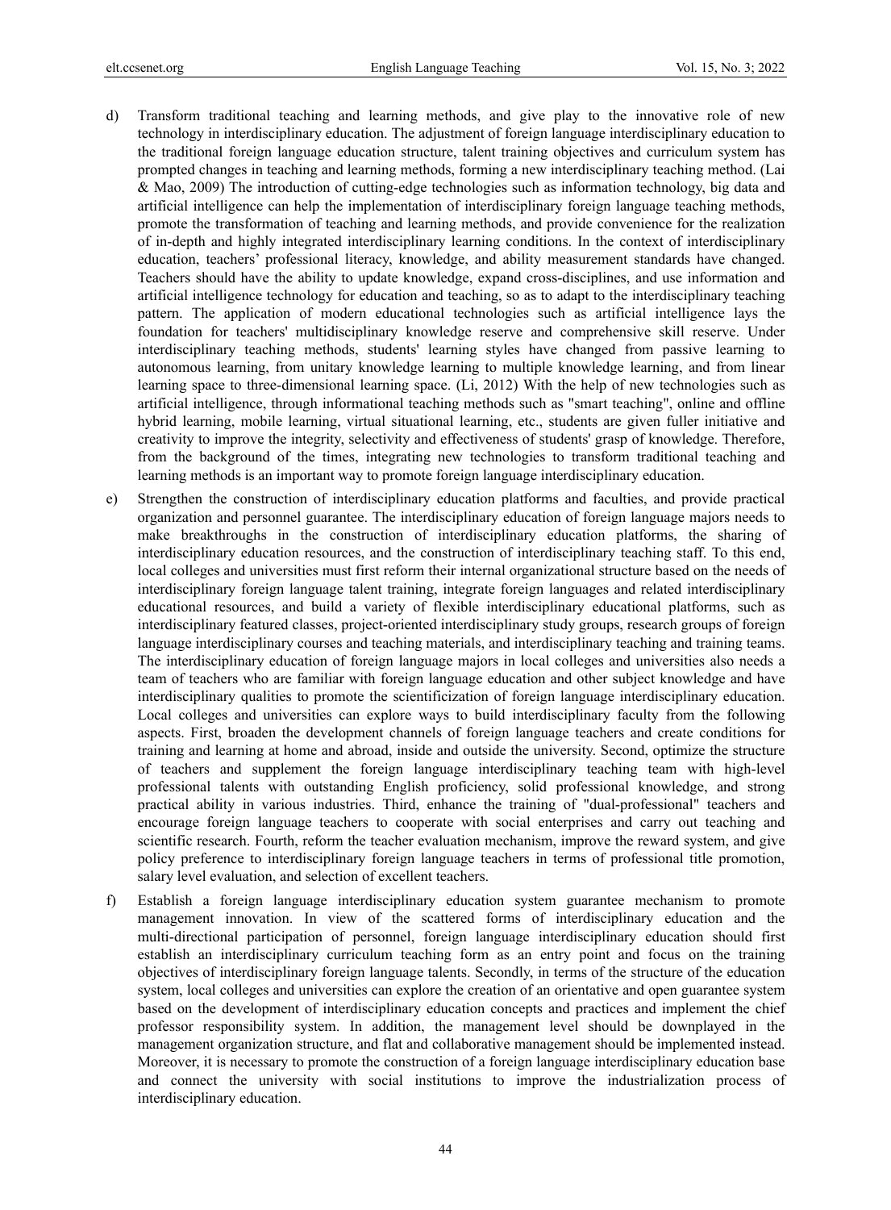d) Transform traditional teaching and learning methods, and give play to the innovative role of new technology in interdisciplinary education. The adjustment of foreign language interdisciplinary education to the traditional foreign language education structure, talent training objectives and curriculum system has prompted changes in teaching and learning methods, forming a new interdisciplinary teaching method. (Lai & Mao, 2009) The introduction of cutting-edge technologies such as information technology, big data and artificial intelligence can help the implementation of interdisciplinary foreign language teaching methods, promote the transformation of teaching and learning methods, and provide convenience for the realization of in-depth and highly integrated interdisciplinary learning conditions. In the context of interdisciplinary education, teachers' professional literacy, knowledge, and ability measurement standards have changed. Teachers should have the ability to update knowledge, expand cross-disciplines, and use information and artificial intelligence technology for education and teaching, so as to adapt to the interdisciplinary teaching pattern. The application of modern educational technologies such as artificial intelligence lays the foundation for teachers' multidisciplinary knowledge reserve and comprehensive skill reserve. Under interdisciplinary teaching methods, students' learning styles have changed from passive learning to autonomous learning, from unitary knowledge learning to multiple knowledge learning, and from linear learning space to three-dimensional learning space. (Li, 2012) With the help of new technologies such as artificial intelligence, through informational teaching methods such as "smart teaching", online and offline hybrid learning, mobile learning, virtual situational learning, etc., students are given fuller initiative and creativity to improve the integrity, selectivity and effectiveness of students' grasp of knowledge. Therefore, from the background of the times, integrating new technologies to transform traditional teaching and learning methods is an important way to promote foreign language interdisciplinary education.

e) Strengthen the construction of interdisciplinary education platforms and faculties, and provide practical organization and personnel guarantee. The interdisciplinary education of foreign language majors needs to make breakthroughs in the construction of interdisciplinary education platforms, the sharing of interdisciplinary education resources, and the construction of interdisciplinary teaching staff. To this end, local colleges and universities must first reform their internal organizational structure based on the needs of interdisciplinary foreign language talent training, integrate foreign languages and related interdisciplinary educational resources, and build a variety of flexible interdisciplinary educational platforms, such as interdisciplinary featured classes, project-oriented interdisciplinary study groups, research groups of foreign language interdisciplinary courses and teaching materials, and interdisciplinary teaching and training teams. The interdisciplinary education of foreign language majors in local colleges and universities also needs a team of teachers who are familiar with foreign language education and other subject knowledge and have interdisciplinary qualities to promote the scientificization of foreign language interdisciplinary education. Local colleges and universities can explore ways to build interdisciplinary faculty from the following aspects. First, broaden the development channels of foreign language teachers and create conditions for training and learning at home and abroad, inside and outside the university. Second, optimize the structure of teachers and supplement the foreign language interdisciplinary teaching team with high-level professional talents with outstanding English proficiency, solid professional knowledge, and strong practical ability in various industries. Third, enhance the training of "dual-professional" teachers and encourage foreign language teachers to cooperate with social enterprises and carry out teaching and scientific research. Fourth, reform the teacher evaluation mechanism, improve the reward system, and give policy preference to interdisciplinary foreign language teachers in terms of professional title promotion, salary level evaluation, and selection of excellent teachers.

f) Establish a foreign language interdisciplinary education system guarantee mechanism to promote management innovation. In view of the scattered forms of interdisciplinary education and the multi-directional participation of personnel, foreign language interdisciplinary education should first establish an interdisciplinary curriculum teaching form as an entry point and focus on the training objectives of interdisciplinary foreign language talents. Secondly, in terms of the structure of the education system, local colleges and universities can explore the creation of an orientative and open guarantee system based on the development of interdisciplinary education concepts and practices and implement the chief professor responsibility system. In addition, the management level should be downplayed in the management organization structure, and flat and collaborative management should be implemented instead. Moreover, it is necessary to promote the construction of a foreign language interdisciplinary education base and connect the university with social institutions to improve the industrialization process of interdisciplinary education.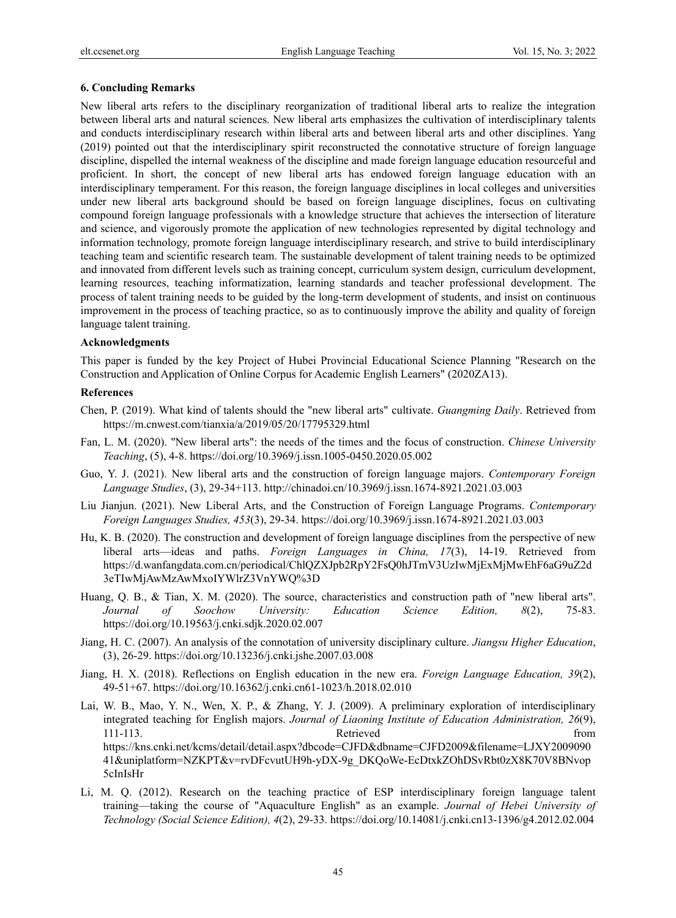### 6. Concluding Remarks

New liberal arts refers to the disciplinary reorganization of traditional liberal arts to realize the integration between liberal arts and natural sciences. New liberal arts emphasizes the cultivation of interdisciplinary talents and conducts interdisciplinary research within liberal arts and between liberal arts and other disciplines. Yang (2019) pointed out that the interdisciplinary spirit reconstructed the connotative structure of foreign language discipline, dispelled the internal weakness of the discipline and made foreign language education resourceful and proficient. In short, the concept of new liberal arts has endowed foreign language education with an interdisciplinary temperament. For this reason, the foreign language disciplines in local colleges and universities under new liberal arts background should be based on foreign language disciplines, focus on cultivating compound foreign language professionals with a knowledge structure that achieves the intersection of literature and science, and vigorously promote the application of new technologies represented by digital technology and information technology, promote foreign language interdisciplinary research, and strive to build interdisciplinary teaching team and scientific research team. The sustainable development of talent training needs to be optimized and innovated from different levels such as training concept, curriculum system design, curriculum development, learning resources, teaching informatization, learning standards and teacher professional development. The process of talent training needs to be guided by the long-term development of students, and insist on continuous improvement in the process of teaching practice, so as to continuously improve the ability and quality of foreign language talent training.

### Acknowledgments

This paper is funded by the key Project of Hubei Provincial Educational Science Planning "Research on the Construction and Application of Online Corpus for Academic English Learners" (2020ZA13).

### References

Chen, P. (2019). What kind of talents should the "new liberal arts" cultivate. *Guangming Daily*. Retrieved from https://m.cnwest.com/tianxia/a/2019/05/20/17795329.html

Fan, L. M. (2020). "New liberal arts": the needs of the times and the focus of construction. *Chinese University Teaching*, (5), 4-8. https://doi.org/10.3969/j.issn.1005-0450.2020.05.002

Guo, Y. J. (2021). New liberal arts and the construction of foreign language majors. *Contemporary Foreign Language Studies*, (3), 29-34+113. http://chinadoi.cn/10.3969/j.issn.1674-8921.2021.03.003

Liu Jianjun. (2021). New Liberal Arts, and the Construction of Foreign Language Programs. *Contemporary Foreign Languages Studies, 453*(3), 29-34. https://doi.org/10.3969/j.issn.1674-8921.2021.03.003

Hu, K. B. (2020). The construction and development of foreign language disciplines from the perspective of new liberal arts—ideas and paths. *Foreign Languages in China, 17*(3), 14-19. Retrieved from https://d.wanfangdata.com.cn/periodical/ChlQZXJpb2RpY2FsQ0hJTmV3UzIwMjExMjMwEhF6aG9uZ2d3eTIwMjAwMzAwMxoIYWlrZ3VnYWQ%3D

Huang, Q. B., & Tian, X. M. (2020). The source, characteristics and construction path of "new liberal arts". *Journal of Soochow University: Education Science Edition, 8*(2), 75-83. https://doi.org/10.19563/j.cnki.sdjk.2020.02.007

Jiang, H. C. (2007). An analysis of the connotation of university disciplinary culture. *Jiangsu Higher Education*, (3), 26-29. https://doi.org/10.13236/j.cnki.jshe.2007.03.008

Jiang, H. X. (2018). Reflections on English education in the new era. *Foreign Language Education, 39*(2), 49-51+67. https://doi.org/10.16362/j.cnki.cn61-1023/h.2018.02.010

Lai, W. B., Mao, Y. N., Wen, X. P., & Zhang, Y. J. (2009). A preliminary exploration of interdisciplinary integrated teaching for English majors. *Journal of Liaoning Institute of Education Administration, 26*(9), 111-113. Retrieved from https://kns.cnki.net/kcms/detail/detail.aspx?dbcode=CJFD&dbname=CJFD2009&filename=LJXY200909041&uniplatform=NZKPT&v=rvDFcvutUH9h-yDX-9g_DKQoWe-EcDtxkZOhDSvRbt0zX8K70V8BNvop5cInIsHr

Li, M. Q. (2012). Research on the teaching practice of ESP interdisciplinary foreign language talent training—taking the course of "Aquaculture English" as an example. *Journal of Hebei University of Technology (Social Science Edition), 4*(2), 29-33. https://doi.org/10.14081/j.cnki.cn13-1396/g4.2012.02.004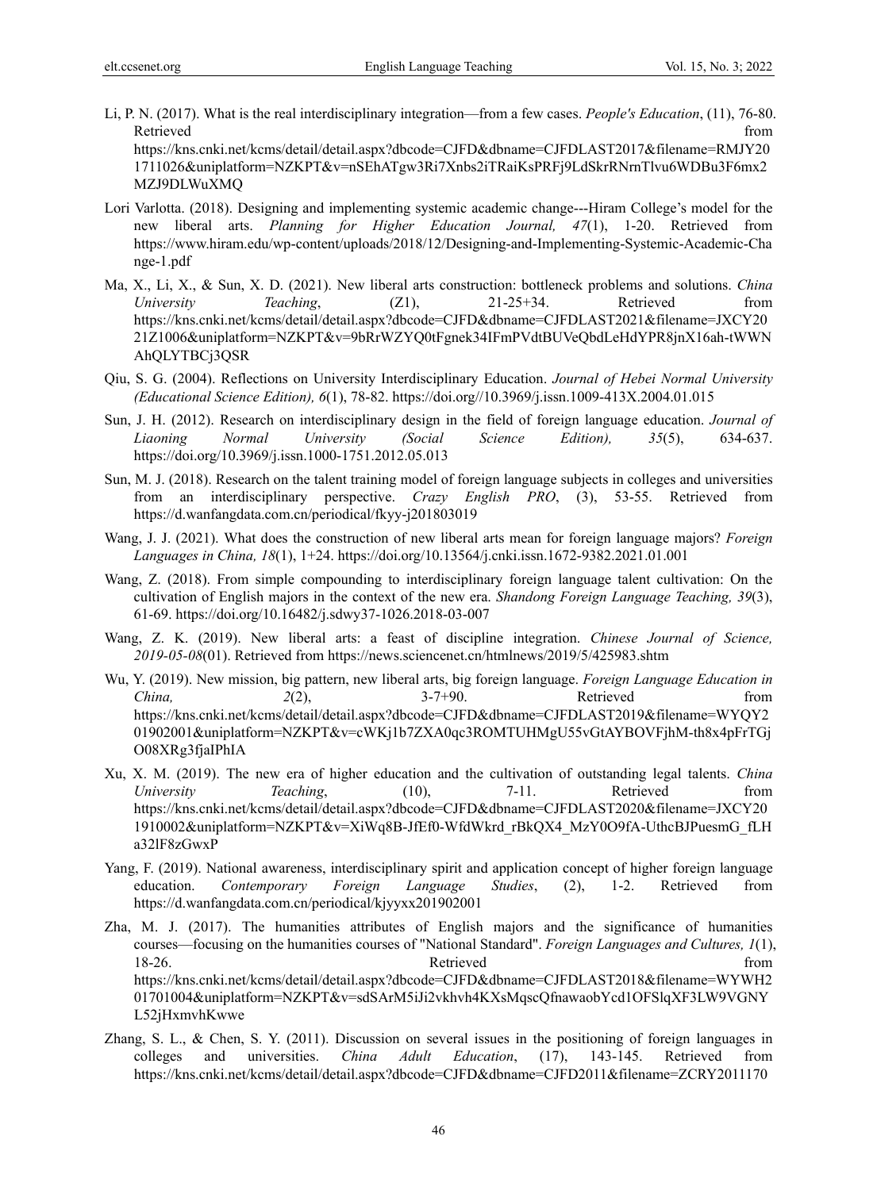Li, P. N. (2017). What is the real interdisciplinary integration—from a few cases. *People's Education*, (11), 76-80. Retrieved from https://kns.cnki.net/kcms/detail/detail.aspx?dbcode=CJFD&dbname=CJFDLAST2017&filename=RMJY201711026&uniplatform=NZKPT&v=nSEhATgw3Ri7Xnbs2iTRaiKsPRFj9LdSkrRNrnTlvu6WDBu3F6mx2MZJ9DLWuXMQ

Lori Varlotta. (2018). Designing and implementing systemic academic change---Hiram College's model for the new liberal arts. *Planning for Higher Education Journal, 47*(1), 1-20. Retrieved from https://www.hiram.edu/wp-content/uploads/2018/12/Designing-and-Implementing-Systemic-Academic-Change-1.pdf

Ma, X., Li, X., & Sun, X. D. (2021). New liberal arts construction: bottleneck problems and solutions. *China University Teaching*, (Z1), 21-25+34. Retrieved from https://kns.cnki.net/kcms/detail/detail.aspx?dbcode=CJFD&dbname=CJFDLAST2021&filename=JXCY2021Z1006&uniplatform=NZKPT&v=9bRrWZYQ0tFgnek34IFmPVdtBUVeQbdLeHdYPR8jnX16ah-tWWNAhQLYTBCj3QSR

Qiu, S. G. (2004). Reflections on University Interdisciplinary Education. *Journal of Hebei Normal University (Educational Science Edition), 6*(1), 78-82. https://doi.org//10.3969/j.issn.1009-413X.2004.01.015

Sun, J. H. (2012). Research on interdisciplinary design in the field of foreign language education. *Journal of Liaoning Normal University (Social Science Edition), 35*(5), 634-637. https://doi.org/10.3969/j.issn.1000-1751.2012.05.013

Sun, M. J. (2018). Research on the talent training model of foreign language subjects in colleges and universities from an interdisciplinary perspective. *Crazy English PRO*, (3), 53-55. Retrieved from https://d.wanfangdata.com.cn/periodical/fkyy-j201803019

Wang, J. J. (2021). What does the construction of new liberal arts mean for foreign language majors? *Foreign Languages in China, 18*(1), 1+24. https://doi.org/10.13564/j.cnki.issn.1672-9382.2021.01.001

Wang, Z. (2018). From simple compounding to interdisciplinary foreign language talent cultivation: On the cultivation of English majors in the context of the new era. *Shandong Foreign Language Teaching, 39*(3), 61-69. https://doi.org/10.16482/j.sdwy37-1026.2018-03-007

Wang, Z. K. (2019). New liberal arts: a feast of discipline integration. *Chinese Journal of Science, 2019-05-08*(01). Retrieved from https://news.sciencenet.cn/htmlnews/2019/5/425983.shtm

Wu, Y. (2019). New mission, big pattern, new liberal arts, big foreign language. *Foreign Language Education in China, 2*(2), 3-7+90. Retrieved from https://kns.cnki.net/kcms/detail/detail.aspx?dbcode=CJFD&dbname=CJFDLAST2019&filename=WYQY201902001&uniplatform=NZKPT&v=cWKj1b7ZXA0qc3ROMTUHMgU55vGtAYBOVFjhM-th8x4pFrTGjO08XRg3fjaIPhIA

Xu, X. M. (2019). The new era of higher education and the cultivation of outstanding legal talents. *China University Teaching*, (10), 7-11. Retrieved from https://kns.cnki.net/kcms/detail/detail.aspx?dbcode=CJFD&dbname=CJFDLAST2020&filename=JXCY201910002&uniplatform=NZKPT&v=XiWq8B-JfEf0-WfdWkrd_rBkQX4_MzY0O9fA-UthcBJPuesmG_fLHa32lF8zGwxP

Yang, F. (2019). National awareness, interdisciplinary spirit and application concept of higher foreign language education. *Contemporary Foreign Language Studies*, (2), 1-2. Retrieved from https://d.wanfangdata.com.cn/periodical/kjyyxx201902001

Zha, M. J. (2017). The humanities attributes of English majors and the significance of humanities courses—focusing on the humanities courses of "National Standard". *Foreign Languages and Cultures, 1*(1), 18-26. Retrieved from https://kns.cnki.net/kcms/detail/detail.aspx?dbcode=CJFD&dbname=CJFDLAST2018&filename=WYWH201701004&uniplatform=NZKPT&v=sdSArM5iJi2vkhvh4KXsMqscQfnawaobYcd1OFSlqXF3LW9VGNYL52jHxmvhKwwe

Zhang, S. L., & Chen, S. Y. (2011). Discussion on several issues in the positioning of foreign languages in colleges and universities. *China Adult Education*, (17), 143-145. Retrieved from https://kns.cnki.net/kcms/detail/detail.aspx?dbcode=CJFD&dbname=CJFD2011&filename=ZCRY2011170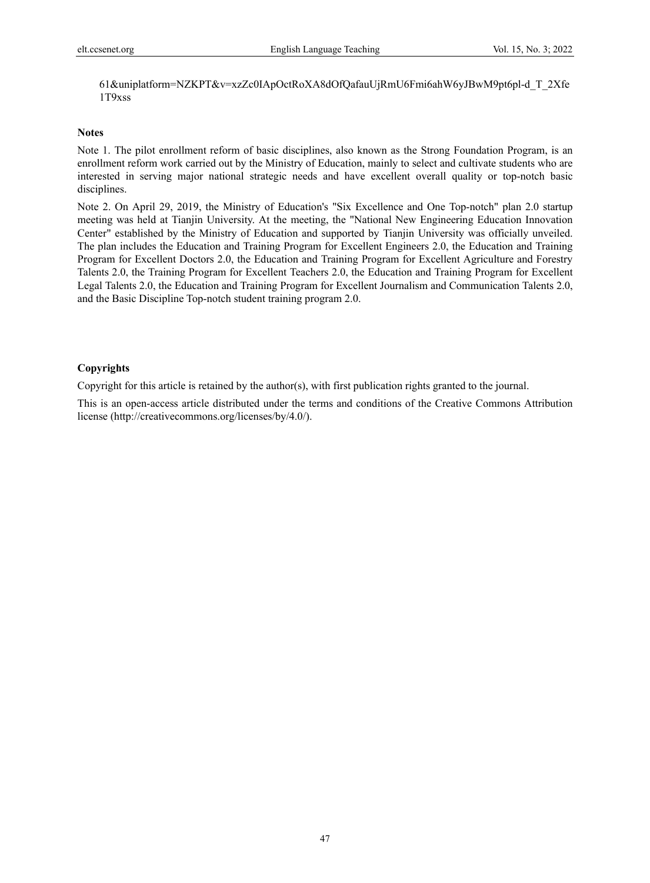61&uniplatform=NZKPT&v=xzZc0IApOctRoXA8dOfQafauUjRmU6Fmi6ahW6yJBwM9pt6pl-d_T_2Xfe1T9xss

## Notes

Note 1. The pilot enrollment reform of basic disciplines, also known as the Strong Foundation Program, is an enrollment reform work carried out by the Ministry of Education, mainly to select and cultivate students who are interested in serving major national strategic needs and have excellent overall quality or top-notch basic disciplines.

Note 2. On April 29, 2019, the Ministry of Education's "Six Excellence and One Top-notch" plan 2.0 startup meeting was held at Tianjin University. At the meeting, the "National New Engineering Education Innovation Center" established by the Ministry of Education and supported by Tianjin University was officially unveiled. The plan includes the Education and Training Program for Excellent Engineers 2.0, the Education and Training Program for Excellent Doctors 2.0, the Education and Training Program for Excellent Agriculture and Forestry Talents 2.0, the Training Program for Excellent Teachers 2.0, the Education and Training Program for Excellent Legal Talents 2.0, the Education and Training Program for Excellent Journalism and Communication Talents 2.0, and the Basic Discipline Top-notch student training program 2.0.

## Copyrights

Copyright for this article is retained by the author(s), with first publication rights granted to the journal.

This is an open-access article distributed under the terms and conditions of the Creative Commons Attribution license (http://creativecommons.org/licenses/by/4.0/).